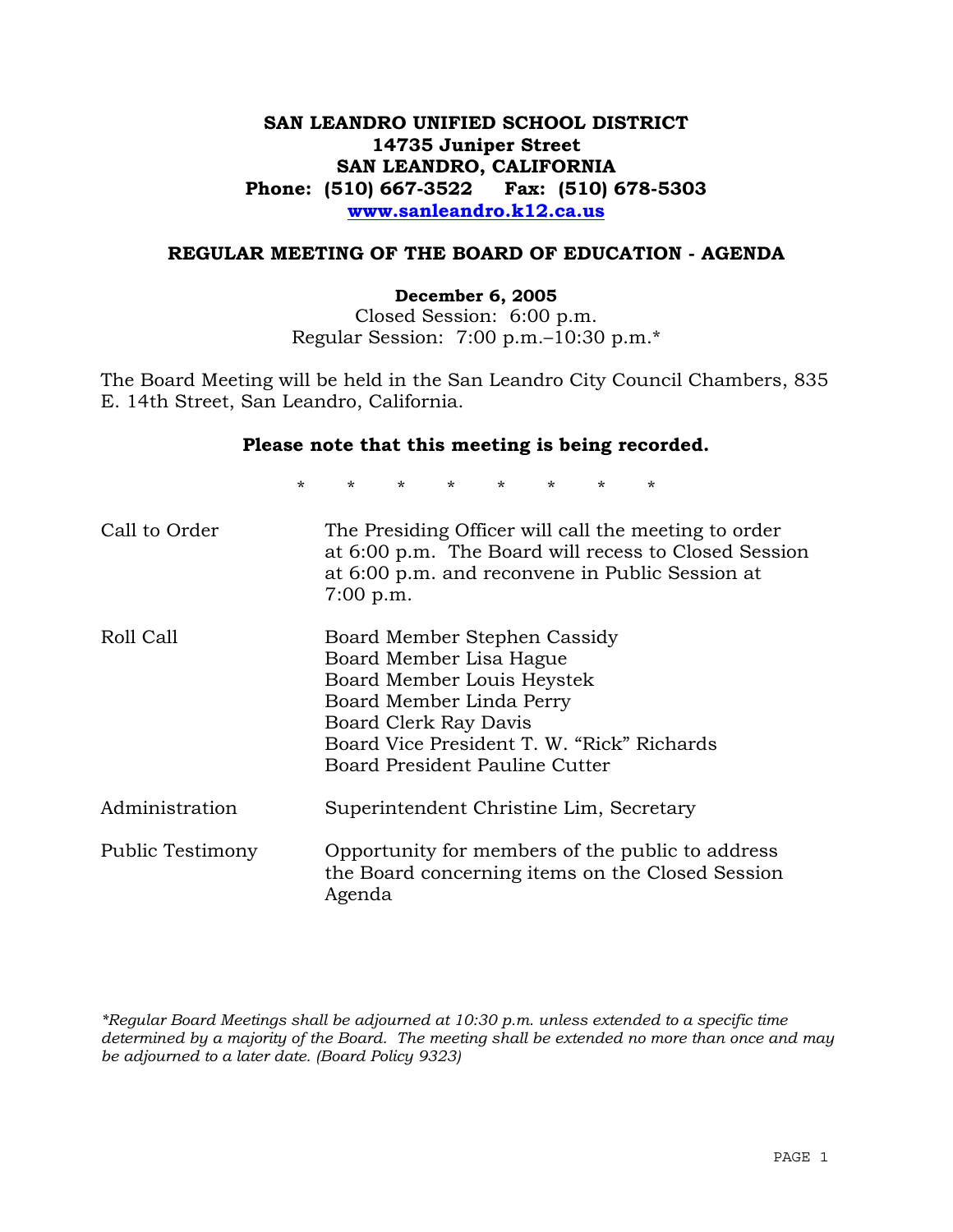# SAN LEANDRO UNIFIED SCHOOL DISTRICT
**14735 Juniper Street**
**SAN LEANDRO, CALIFORNIA**
**Phone: (510) 667-3522 Fax: (510) 678-5303**
**www.sanleandro.k12.ca.us**

## REGULAR MEETING OF THE BOARD OF EDUCATION - AGENDA

**December 6, 2005**
Closed Session: 6:00 p.m.
Regular Session: 7:00 p.m.–10:30 p.m.*

The Board Meeting will be held in the San Leandro City Council Chambers, 835 E. 14th Street, San Leandro, California.

**Please note that this meeting is being recorded.**

\* \* \* \* \* \* \* \*

| | |
|---|---|
| Call to Order | The Presiding Officer will call the meeting to order at 6:00 p.m. The Board will recess to Closed Session at 6:00 p.m. and reconvene in Public Session at 7:00 p.m. |
| Roll Call | Board Member Stephen Cassidy<br>Board Member Lisa Hague<br>Board Member Louis Heystek<br>Board Member Linda Perry<br>Board Clerk Ray Davis<br>Board Vice President T. W. "Rick" Richards<br>Board President Pauline Cutter |
| Administration | Superintendent Christine Lim, Secretary |
| Public Testimony | Opportunity for members of the public to address the Board concerning items on the Closed Session Agenda |

*\*Regular Board Meetings shall be adjourned at 10:30 p.m. unless extended to a specific time determined by a majority of the Board. The meeting shall be extended no more than once and may be adjourned to a later date. (Board Policy 9323)*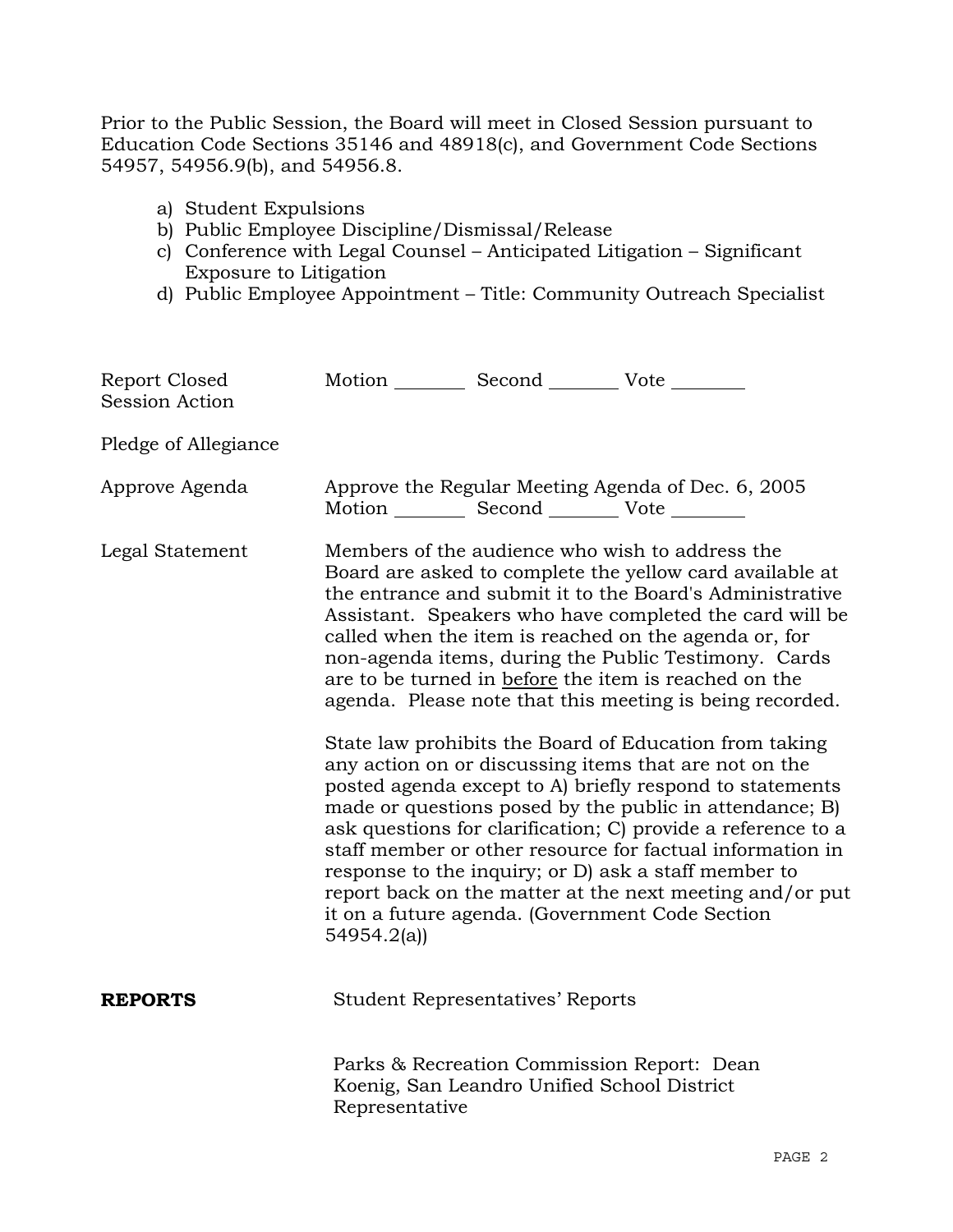Prior to the Public Session, the Board will meet in Closed Session pursuant to Education Code Sections 35146 and 48918(c), and Government Code Sections 54957, 54956.9(b), and 54956.8.

a) Student Expulsions
b) Public Employee Discipline/Dismissal/Release
c) Conference with Legal Counsel – Anticipated Litigation – Significant Exposure to Litigation
d) Public Employee Appointment – Title: Community Outreach Specialist

Report Closed Session Action — Motion ________ Second ________ Vote ________

Pledge of Allegiance

Approve Agenda — Approve the Regular Meeting Agenda of Dec. 6, 2005
Motion ________ Second ________ Vote ________

Legal Statement — Members of the audience who wish to address the Board are asked to complete the yellow card available at the entrance and submit it to the Board's Administrative Assistant. Speakers who have completed the card will be called when the item is reached on the agenda or, for non-agenda items, during the Public Testimony. Cards are to be turned in <u>before</u> the item is reached on the agenda. Please note that this meeting is being recorded.

State law prohibits the Board of Education from taking any action on or discussing items that are not on the posted agenda except to A) briefly respond to statements made or questions posed by the public in attendance; B) ask questions for clarification; C) provide a reference to a staff member or other resource for factual information in response to the inquiry; or D) ask a staff member to report back on the matter at the next meeting and/or put it on a future agenda. (Government Code Section 54954.2(a))

**REPORTS**

Student Representatives' Reports

Parks & Recreation Commission Report: Dean Koenig, San Leandro Unified School District Representative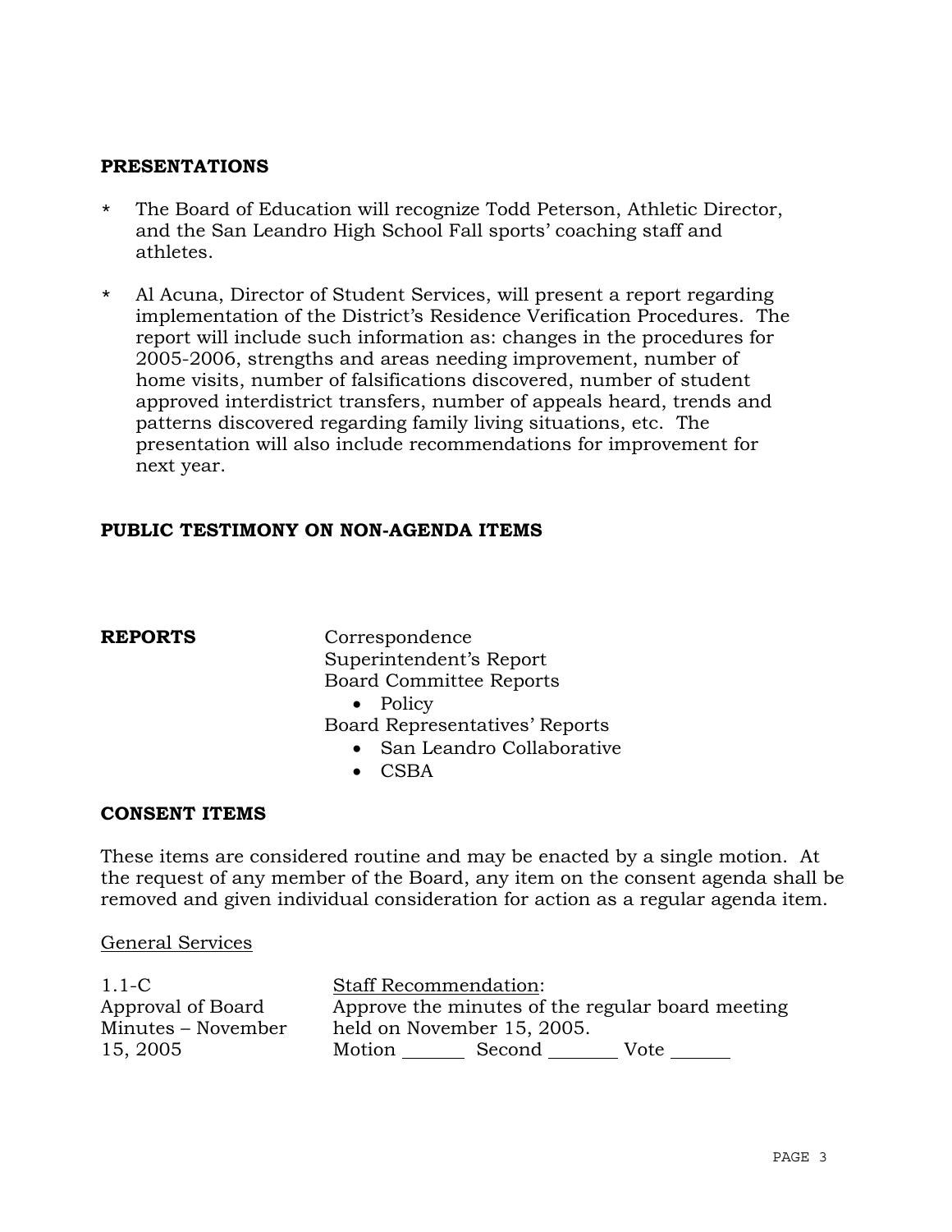## PRESENTATIONS

* The Board of Education will recognize Todd Peterson, Athletic Director, and the San Leandro High School Fall sports' coaching staff and athletes.

* Al Acuna, Director of Student Services, will present a report regarding implementation of the District's Residence Verification Procedures. The report will include such information as: changes in the procedures for 2005-2006, strengths and areas needing improvement, number of home visits, number of falsifications discovered, number of student approved interdistrict transfers, number of appeals heard, trends and patterns discovered regarding family living situations, etc. The presentation will also include recommendations for improvement for next year.

## PUBLIC TESTIMONY ON NON-AGENDA ITEMS

## REPORTS

Correspondence
Superintendent's Report
Board Committee Reports

- Policy

Board Representatives' Reports

- San Leandro Collaborative
- CSBA

## CONSENT ITEMS

These items are considered routine and may be enacted by a single motion. At the request of any member of the Board, any item on the consent agenda shall be removed and given individual consideration for action as a regular agenda item.

General Services

1.1-C
Approval of Board Minutes – November 15, 2005

Staff Recommendation:
Approve the minutes of the regular board meeting held on November 15, 2005.
Motion ______ Second ______ Vote ______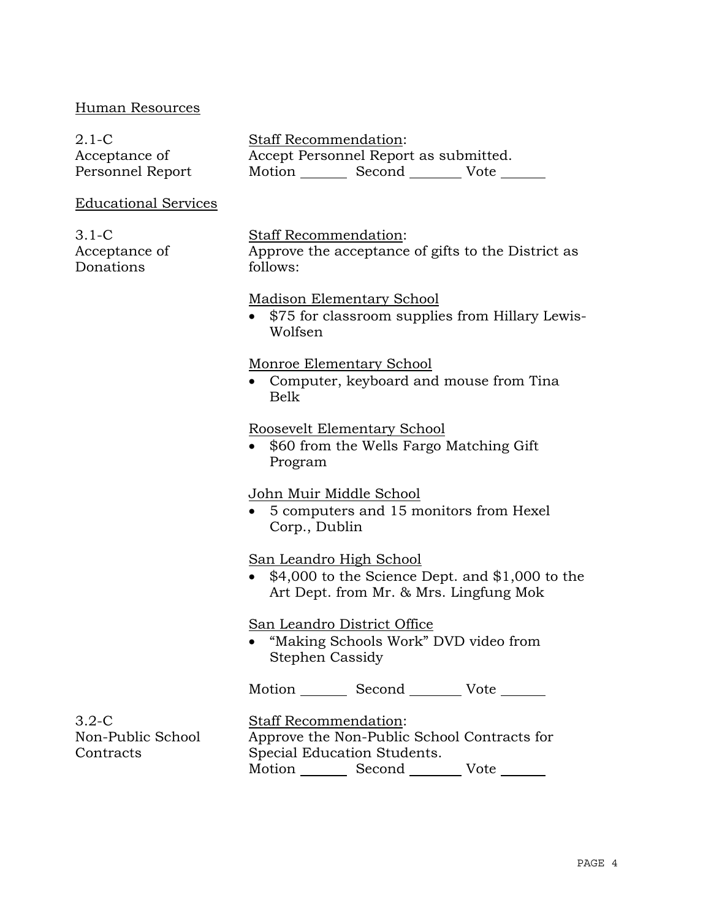Human Resources

2.1-C
Acceptance of Personnel Report

Staff Recommendation:
Accept Personnel Report as submitted.
Motion ______ Second ______ Vote ______

Educational Services

3.1-C
Acceptance of Donations

Staff Recommendation:
Approve the acceptance of gifts to the District as follows:

Madison Elementary School

- $75 for classroom supplies from Hillary Lewis-Wolfsen

Monroe Elementary School

- Computer, keyboard and mouse from Tina Belk

Roosevelt Elementary School

- $60 from the Wells Fargo Matching Gift Program

John Muir Middle School

- 5 computers and 15 monitors from Hexel Corp., Dublin

San Leandro High School

- $4,000 to the Science Dept. and $1,000 to the Art Dept. from Mr. & Mrs. Lingfung Mok

San Leandro District Office

- "Making Schools Work" DVD video from Stephen Cassidy

Motion ______ Second ______ Vote ______

3.2-C
Non-Public School Contracts

Staff Recommendation:
Approve the Non-Public School Contracts for Special Education Students.
Motion ______ Second ______ Vote ______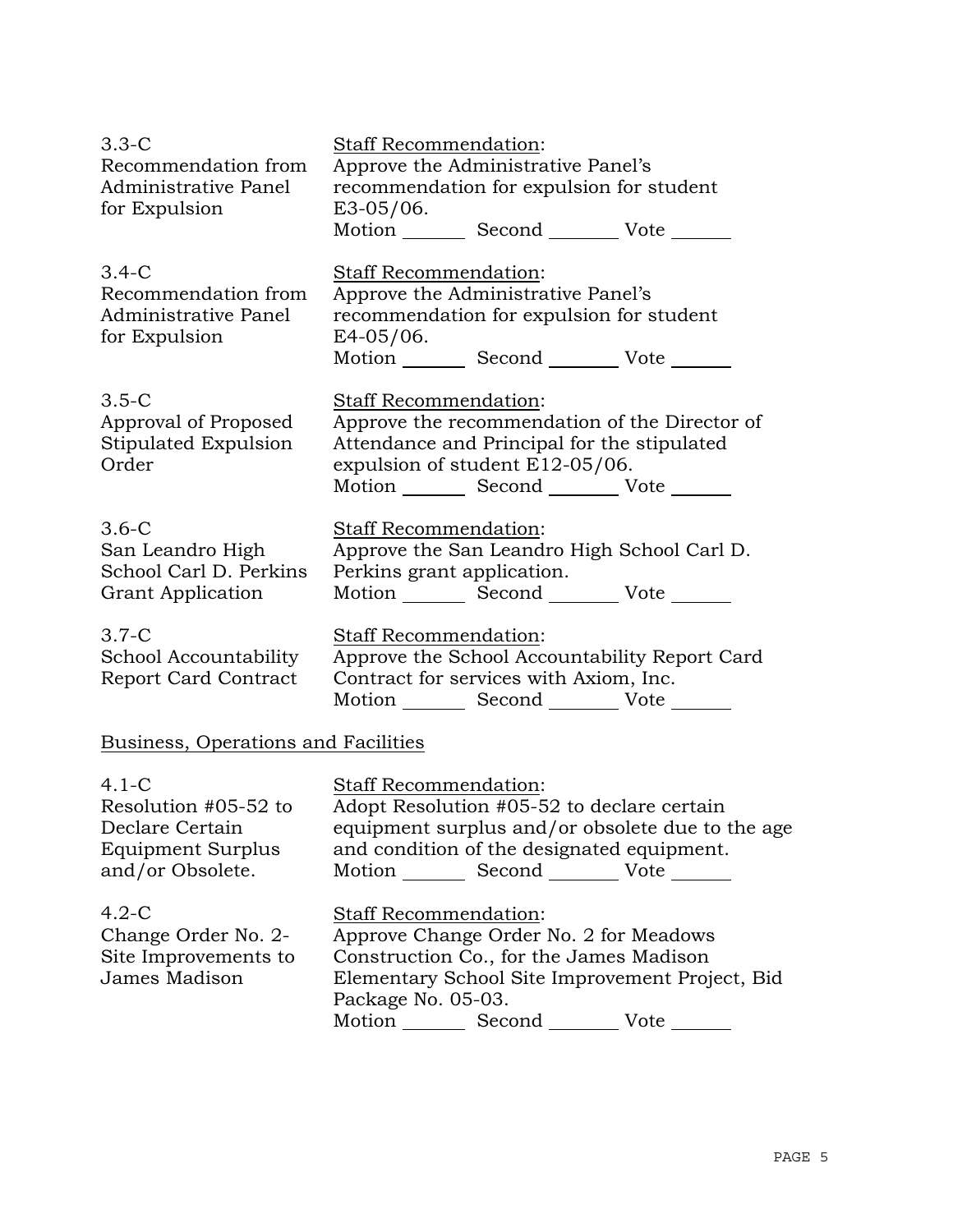3.3-C
Recommendation from Administrative Panel for Expulsion

Staff Recommendation:
Approve the Administrative Panel's recommendation for expulsion for student E3-05/06.
Motion _______ Second _______ Vote _______

3.4-C
Recommendation from Administrative Panel for Expulsion

Staff Recommendation:
Approve the Administrative Panel's recommendation for expulsion for student E4-05/06.
Motion _______ Second _______ Vote _______

3.5-C
Approval of Proposed Stipulated Expulsion Order

Staff Recommendation:
Approve the recommendation of the Director of Attendance and Principal for the stipulated expulsion of student E12-05/06.
Motion _______ Second _______ Vote _______

3.6-C
San Leandro High School Carl D. Perkins Grant Application

Staff Recommendation:
Approve the San Leandro High School Carl D. Perkins grant application.
Motion _______ Second _______ Vote _______

3.7-C
School Accountability Report Card Contract

Staff Recommendation:
Approve the School Accountability Report Card Contract for services with Axiom, Inc.
Motion _______ Second _______ Vote _______

## Business, Operations and Facilities

4.1-C
Resolution #05-52 to Declare Certain Equipment Surplus and/or Obsolete.

Staff Recommendation:
Adopt Resolution #05-52 to declare certain equipment surplus and/or obsolete due to the age and condition of the designated equipment.
Motion _______ Second _______ Vote _______

4.2-C
Change Order No. 2- Site Improvements to James Madison

Staff Recommendation:
Approve Change Order No. 2 for Meadows Construction Co., for the James Madison Elementary School Site Improvement Project, Bid Package No. 05-03.
Motion _______ Second _______ Vote _______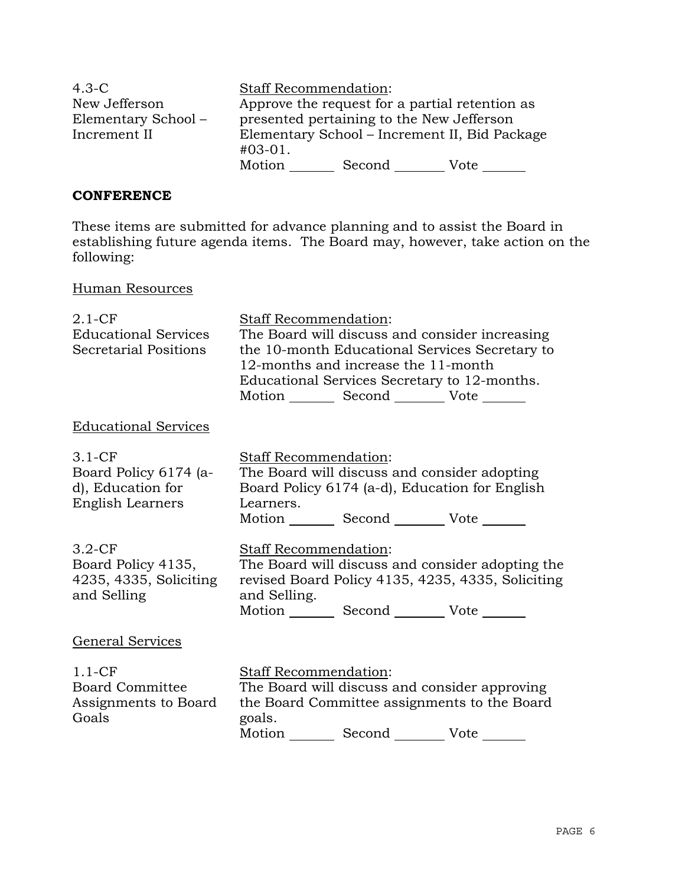4.3-C
New Jefferson Elementary School – Increment II

Staff Recommendation:
Approve the request for a partial retention as presented pertaining to the New Jefferson Elementary School – Increment II, Bid Package #03-01.
Motion _______ Second _______ Vote _______

## CONFERENCE

These items are submitted for advance planning and to assist the Board in establishing future agenda items. The Board may, however, take action on the following:

Human Resources

2.1-CF
Educational Services Secretarial Positions

Staff Recommendation:
The Board will discuss and consider increasing the 10-month Educational Services Secretary to 12-months and increase the 11-month Educational Services Secretary to 12-months.
Motion _______ Second _______ Vote _______

Educational Services

3.1-CF
Board Policy 6174 (a-d), Education for English Learners

Staff Recommendation:
The Board will discuss and consider adopting Board Policy 6174 (a-d), Education for English Learners.
Motion _______ Second _______ Vote _______

3.2-CF
Board Policy 4135, 4235, 4335, Soliciting and Selling

Staff Recommendation:
The Board will discuss and consider adopting the revised Board Policy 4135, 4235, 4335, Soliciting and Selling.
Motion _______ Second _______ Vote _______

General Services

1.1-CF
Board Committee Assignments to Board Goals

Staff Recommendation:
The Board will discuss and consider approving the Board Committee assignments to the Board goals.
Motion _______ Second _______ Vote _______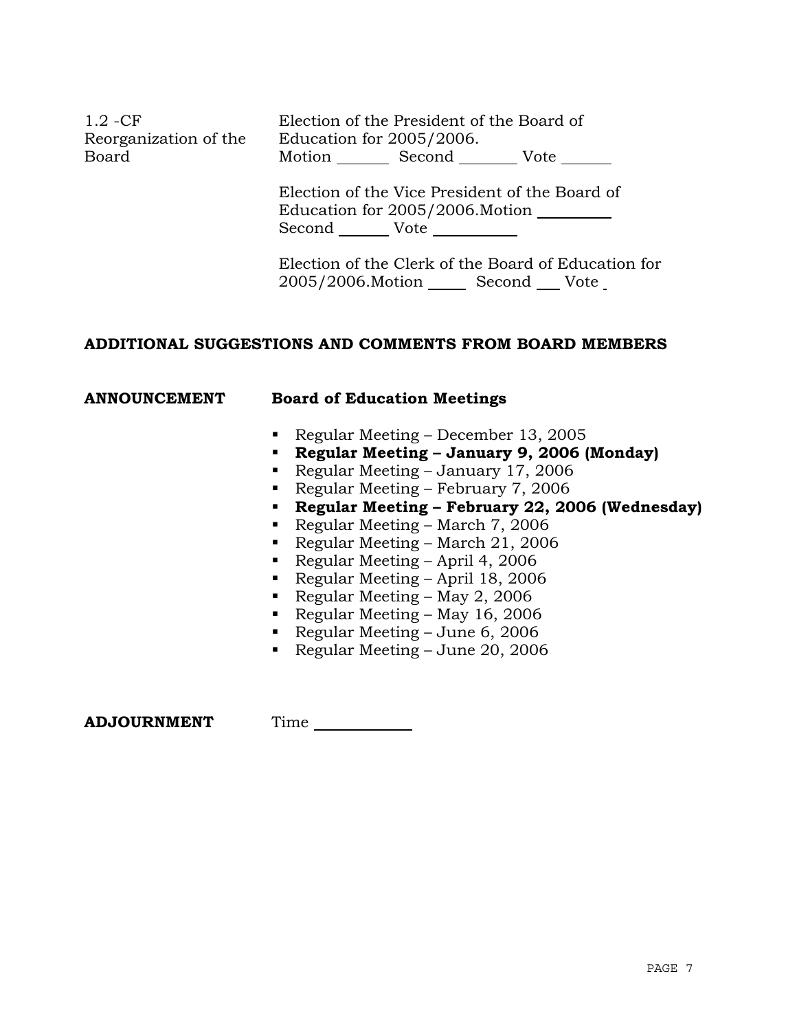| | |
|---|---|
| 1.2 -CF Reorganization of the Board | Election of the President of the Board of Education for 2005/2006. Motion ______ Second _______ Vote ______ |
| | Election of the Vice President of the Board of Education for 2005/2006.Motion _________ Second ______ Vote __________ |
| | Election of the Clerk of the Board of Education for 2005/2006.Motion _____ Second ___ Vote _ |

**ADDITIONAL SUGGESTIONS AND COMMENTS FROM BOARD MEMBERS**

**ANNOUNCEMENT** **Board of Education Meetings**

- Regular Meeting – December 13, 2005
- **Regular Meeting – January 9, 2006 (Monday)**
- Regular Meeting – January 17, 2006
- Regular Meeting – February 7, 2006
- **Regular Meeting – February 22, 2006 (Wednesday)**
- Regular Meeting – March 7, 2006
- Regular Meeting – March 21, 2006
- Regular Meeting – April 4, 2006
- Regular Meeting – April 18, 2006
- Regular Meeting – May 2, 2006
- Regular Meeting – May 16, 2006
- Regular Meeting – June 6, 2006
- Regular Meeting – June 20, 2006

**ADJOURNMENT** Time ____________